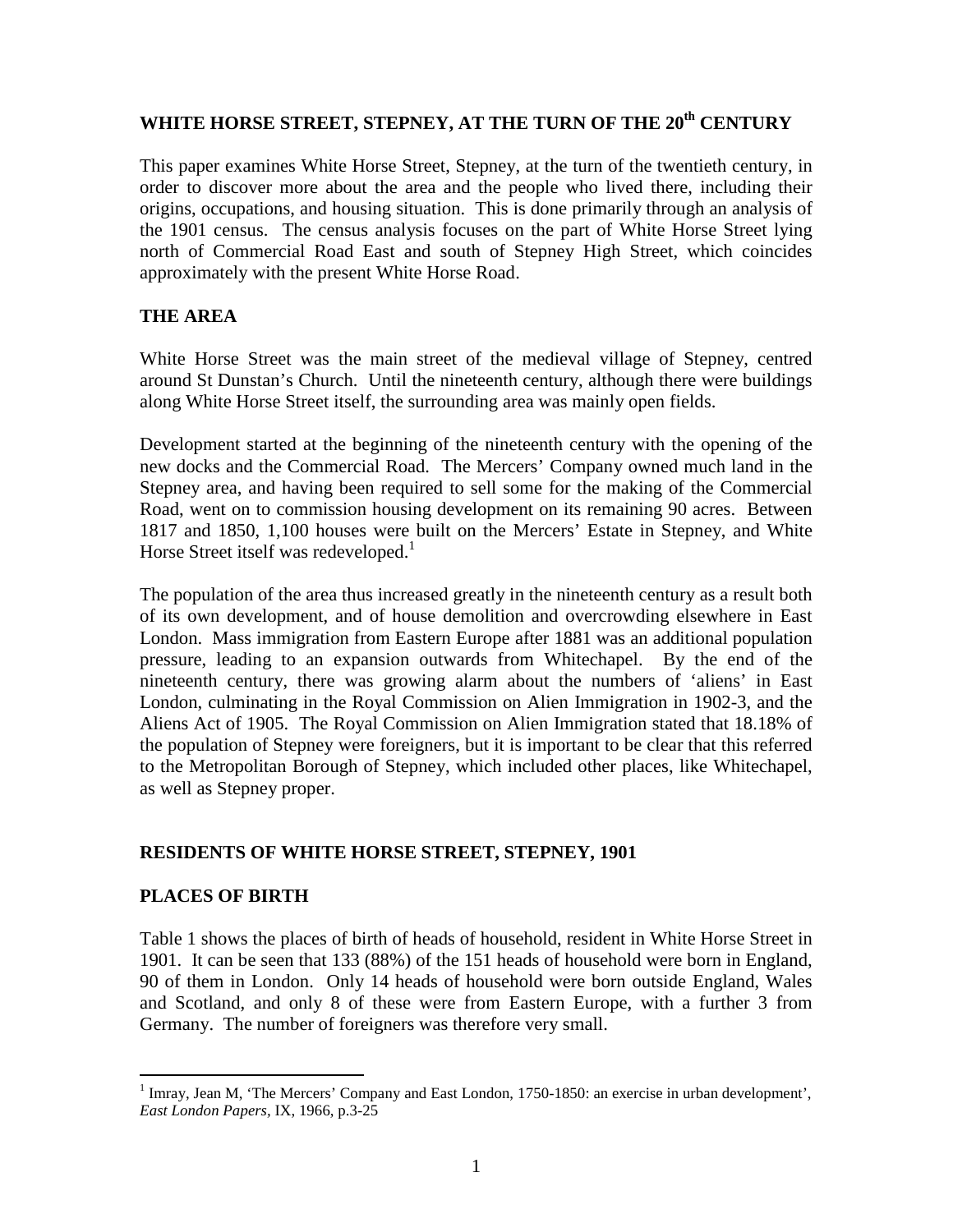# WHITE HORSE STREET, STEPNEY, AT THE TURN OF THE 20th CENTURY

This paper examines White Horse Street, Stepney, at the turn of the twentieth century, in order to discover more about the area and the people who lived there, including their origins, occupations, and housing situation. This is done primarily through an analysis of the 1901 census. The census analysis focuses on the part of White Horse Street lying north of Commercial Road East and south of Stepney High Street, which coincides approximately with the present White Horse Road.

## THE AREA

White Horse Street was the main street of the medieval village of Stepney, centred around St Dunstan's Church. Until the nineteenth century, although there were buildings along White Horse Street itself, the surrounding area was mainly open fields.

Development started at the beginning of the nineteenth century with the opening of the new docks and the Commercial Road. The Mercers' Company owned much land in the Stepney area, and having been required to sell some for the making of the Commercial Road, went on to commission housing development on its remaining 90 acres. Between 1817 and 1850, 1,100 houses were built on the Mercers' Estate in Stepney, and White Horse Street itself was redeveloped.[1]

The population of the area thus increased greatly in the nineteenth century as a result both of its own development, and of house demolition and overcrowding elsewhere in East London. Mass immigration from Eastern Europe after 1881 was an additional population pressure, leading to an expansion outwards from Whitechapel. By the end of the nineteenth century, there was growing alarm about the numbers of 'aliens' in East London, culminating in the Royal Commission on Alien Immigration in 1902-3, and the Aliens Act of 1905. The Royal Commission on Alien Immigration stated that 18.18% of the population of Stepney were foreigners, but it is important to be clear that this referred to the Metropolitan Borough of Stepney, which included other places, like Whitechapel, as well as Stepney proper.

## RESIDENTS OF WHITE HORSE STREET, STEPNEY, 1901

### PLACES OF BIRTH

Table 1 shows the places of birth of heads of household, resident in White Horse Street in 1901. It can be seen that 133 (88%) of the 151 heads of household were born in England, 90 of them in London. Only 14 heads of household were born outside England, Wales and Scotland, and only 8 of these were from Eastern Europe, with a further 3 from Germany. The number of foreigners was therefore very small.

---

[1] Imray, Jean M, 'The Mercers' Company and East London, 1750-1850: an exercise in urban development', *East London Papers*, IX, 1966, p.3-25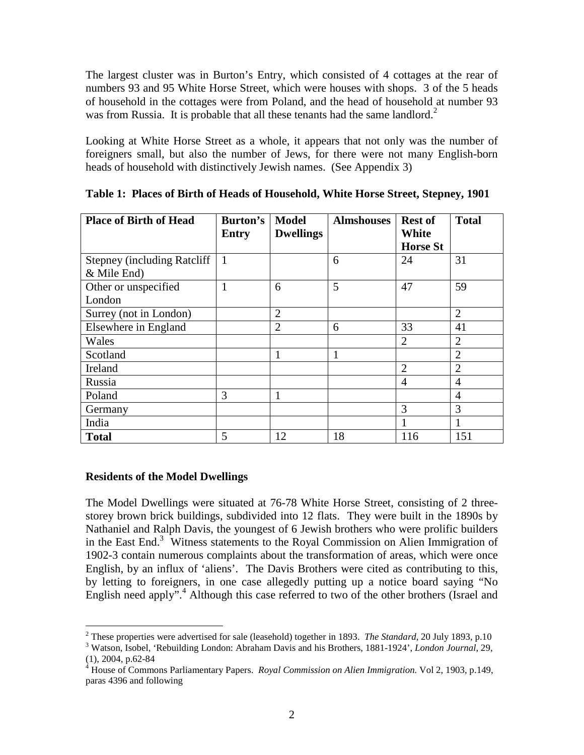The largest cluster was in Burton's Entry, which consisted of 4 cottages at the rear of numbers 93 and 95 White Horse Street, which were houses with shops. 3 of the 5 heads of household in the cottages were from Poland, and the head of household at number 93 was from Russia. It is probable that all these tenants had the same landlord.[2]

Looking at White Horse Street as a whole, it appears that not only was the number of foreigners small, but also the number of Jews, for there were not many English-born heads of household with distinctively Jewish names. (See Appendix 3)

**Table 1: Places of Birth of Heads of Household, White Horse Street, Stepney, 1901**

| Place of Birth of Head | Burton's Entry | Model Dwellings | Almshouses | Rest of White Horse St | Total |
|---|---|---|---|---|---|
| Stepney (including Ratcliff & Mile End) | 1 | | 6 | 24 | 31 |
| Other or unspecified London | 1 | 6 | 5 | 47 | 59 |
| Surrey (not in London) | | 2 | | | 2 |
| Elsewhere in England | | 2 | 6 | 33 | 41 |
| Wales | | | | 2 | 2 |
| Scotland | | 1 | 1 | | 2 |
| Ireland | | | | 2 | 2 |
| Russia | | | | 4 | 4 |
| Poland | 3 | 1 | | | 4 |
| Germany | | | | 3 | 3 |
| India | | | | 1 | 1 |
| **Total** | 5 | 12 | 18 | 116 | 151 |

### Residents of the Model Dwellings

The Model Dwellings were situated at 76-78 White Horse Street, consisting of 2 three-storey brown brick buildings, subdivided into 12 flats. They were built in the 1890s by Nathaniel and Ralph Davis, the youngest of 6 Jewish brothers who were prolific builders in the East End.[3] Witness statements to the Royal Commission on Alien Immigration of 1902-3 contain numerous complaints about the transformation of areas, which were once English, by an influx of 'aliens'. The Davis Brothers were cited as contributing to this, by letting to foreigners, in one case allegedly putting up a notice board saying "No English need apply".[4] Although this case referred to two of the other brothers (Israel and

---

[2] These properties were advertised for sale (leasehold) together in 1893. *The Standard*, 20 July 1893, p.10

[3] Watson, Isobel, 'Rebuilding London: Abraham Davis and his Brothers, 1881-1924', *London Journal*, 29, (1), 2004, p.62-84

[4] House of Commons Parliamentary Papers. *Royal Commission on Alien Immigration.* Vol 2, 1903, p.149, paras 4396 and following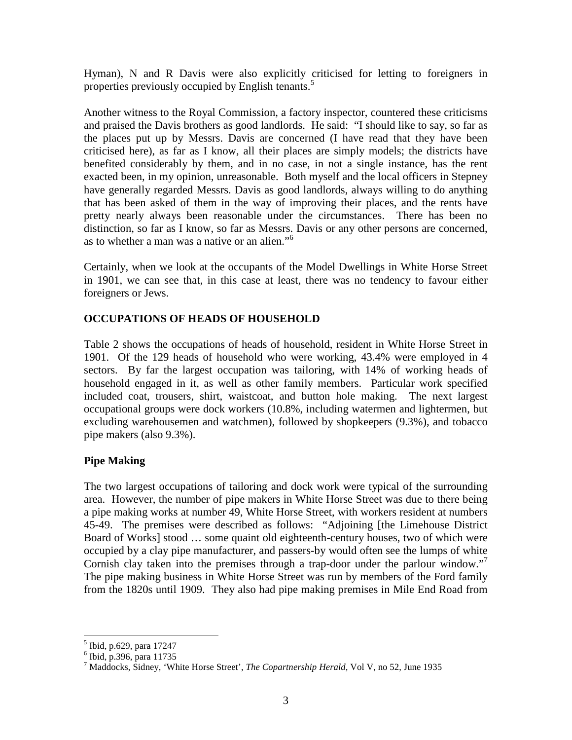Hyman), N and R Davis were also explicitly criticised for letting to foreigners in properties previously occupied by English tenants.[5]

Another witness to the Royal Commission, a factory inspector, countered these criticisms and praised the Davis brothers as good landlords. He said: "I should like to say, so far as the places put up by Messrs. Davis are concerned (I have read that they have been criticised here), as far as I know, all their places are simply models; the districts have benefited considerably by them, and in no case, in not a single instance, has the rent exacted been, in my opinion, unreasonable. Both myself and the local officers in Stepney have generally regarded Messrs. Davis as good landlords, always willing to do anything that has been asked of them in the way of improving their places, and the rents have pretty nearly always been reasonable under the circumstances. There has been no distinction, so far as I know, so far as Messrs. Davis or any other persons are concerned, as to whether a man was a native or an alien."[6]

Certainly, when we look at the occupants of the Model Dwellings in White Horse Street in 1901, we can see that, in this case at least, there was no tendency to favour either foreigners or Jews.

## OCCUPATIONS OF HEADS OF HOUSEHOLD

Table 2 shows the occupations of heads of household, resident in White Horse Street in 1901. Of the 129 heads of household who were working, 43.4% were employed in 4 sectors. By far the largest occupation was tailoring, with 14% of working heads of household engaged in it, as well as other family members. Particular work specified included coat, trousers, shirt, waistcoat, and button hole making. The next largest occupational groups were dock workers (10.8%, including watermen and lightermen, but excluding warehousemen and watchmen), followed by shopkeepers (9.3%), and tobacco pipe makers (also 9.3%).

### Pipe Making

The two largest occupations of tailoring and dock work were typical of the surrounding area. However, the number of pipe makers in White Horse Street was due to there being a pipe making works at number 49, White Horse Street, with workers resident at numbers 45-49. The premises were described as follows: "Adjoining [the Limehouse District Board of Works] stood … some quaint old eighteenth-century houses, two of which were occupied by a clay pipe manufacturer, and passers-by would often see the lumps of white Cornish clay taken into the premises through a trap-door under the parlour window."[7] The pipe making business in White Horse Street was run by members of the Ford family from the 1820s until 1909. They also had pipe making premises in Mile End Road from

---

[5] Ibid, p.629, para 17247

[6] Ibid, p.396, para 11735

[7] Maddocks, Sidney, 'White Horse Street', *The Copartnership Herald*, Vol V, no 52, June 1935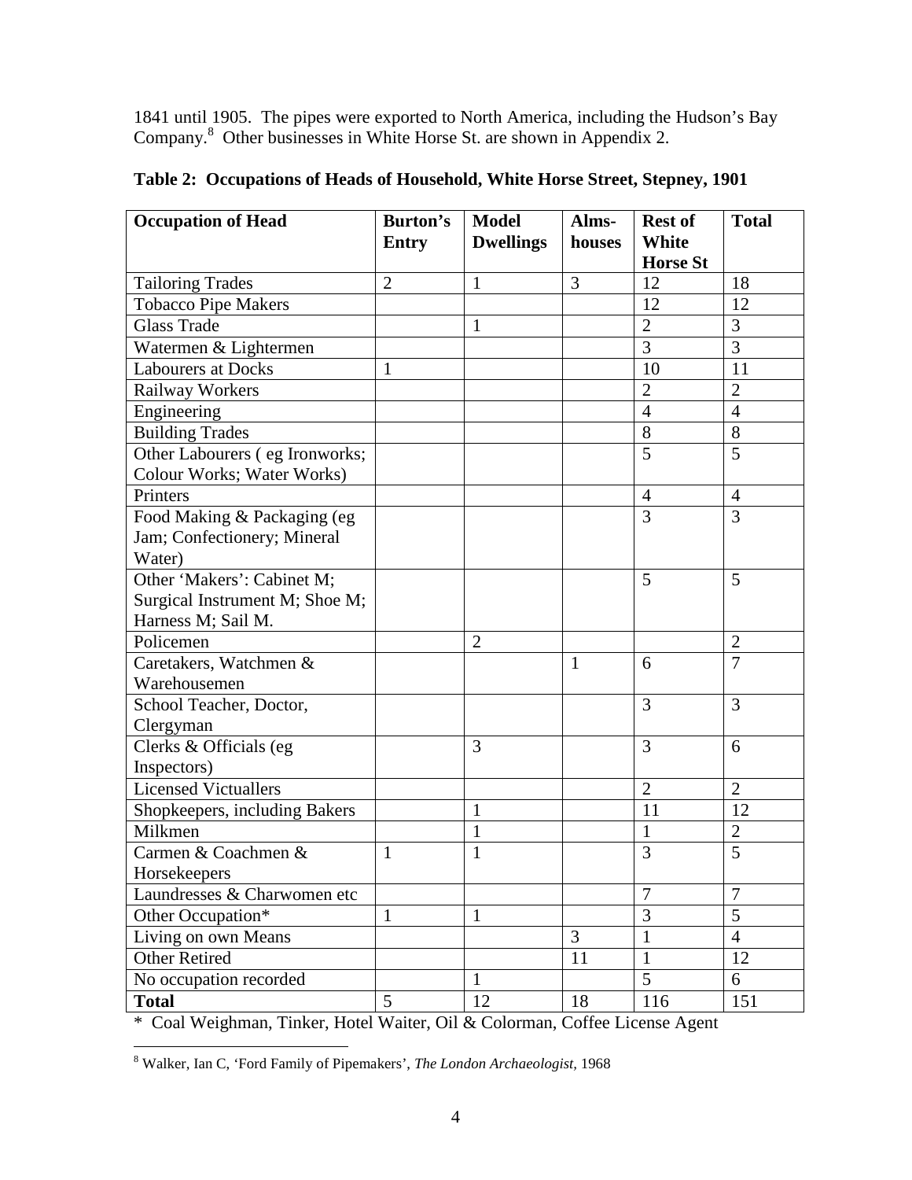1841 until 1905. The pipes were exported to North America, including the Hudson's Bay Company.[8] Other businesses in White Horse St. are shown in Appendix 2.

**Table 2: Occupations of Heads of Household, White Horse Street, Stepney, 1901**

| Occupation of Head | Burton's Entry | Model Dwellings | Alms-houses | Rest of White Horse St | Total |
|---|---|---|---|---|---|
| Tailoring Trades | 2 | 1 | 3 | 12 | 18 |
| Tobacco Pipe Makers | | | | 12 | 12 |
| Glass Trade | | 1 | | 2 | 3 |
| Watermen & Lightermen | | | | 3 | 3 |
| Labourers at Docks | 1 | | | 10 | 11 |
| Railway Workers | | | | 2 | 2 |
| Engineering | | | | 4 | 4 |
| Building Trades | | | | 8 | 8 |
| Other Labourers ( eg Ironworks; Colour Works; Water Works) | | | | 5 | 5 |
| Printers | | | | 4 | 4 |
| Food Making & Packaging (eg Jam; Confectionery; Mineral Water) | | | | 3 | 3 |
| Other 'Makers': Cabinet M; Surgical Instrument M; Shoe M; Harness M; Sail M. | | | | 5 | 5 |
| Policemen | | 2 | | | 2 |
| Caretakers, Watchmen & Warehousemen | | | 1 | 6 | 7 |
| School Teacher, Doctor, Clergyman | | | | 3 | 3 |
| Clerks & Officials (eg Inspectors) | | 3 | | 3 | 6 |
| Licensed Victuallers | | | | 2 | 2 |
| Shopkeepers, including Bakers | | 1 | | 11 | 12 |
| Milkmen | | 1 | | 1 | 2 |
| Carmen & Coachmen & Horsekeepers | 1 | 1 | | 3 | 5 |
| Laundresses & Charwomen etc | | | | 7 | 7 |
| Other Occupation* | 1 | 1 | | 3 | 5 |
| Living on own Means | | | 3 | 1 | 4 |
| Other Retired | | | 11 | 1 | 12 |
| No occupation recorded | | 1 | | 5 | 6 |
| **Total** | 5 | 12 | 18 | 116 | 151 |

\* Coal Weighman, Tinker, Hotel Waiter, Oil & Colorman, Coffee License Agent

[8] Walker, Ian C, 'Ford Family of Pipemakers', *The London Archaeologist*, 1968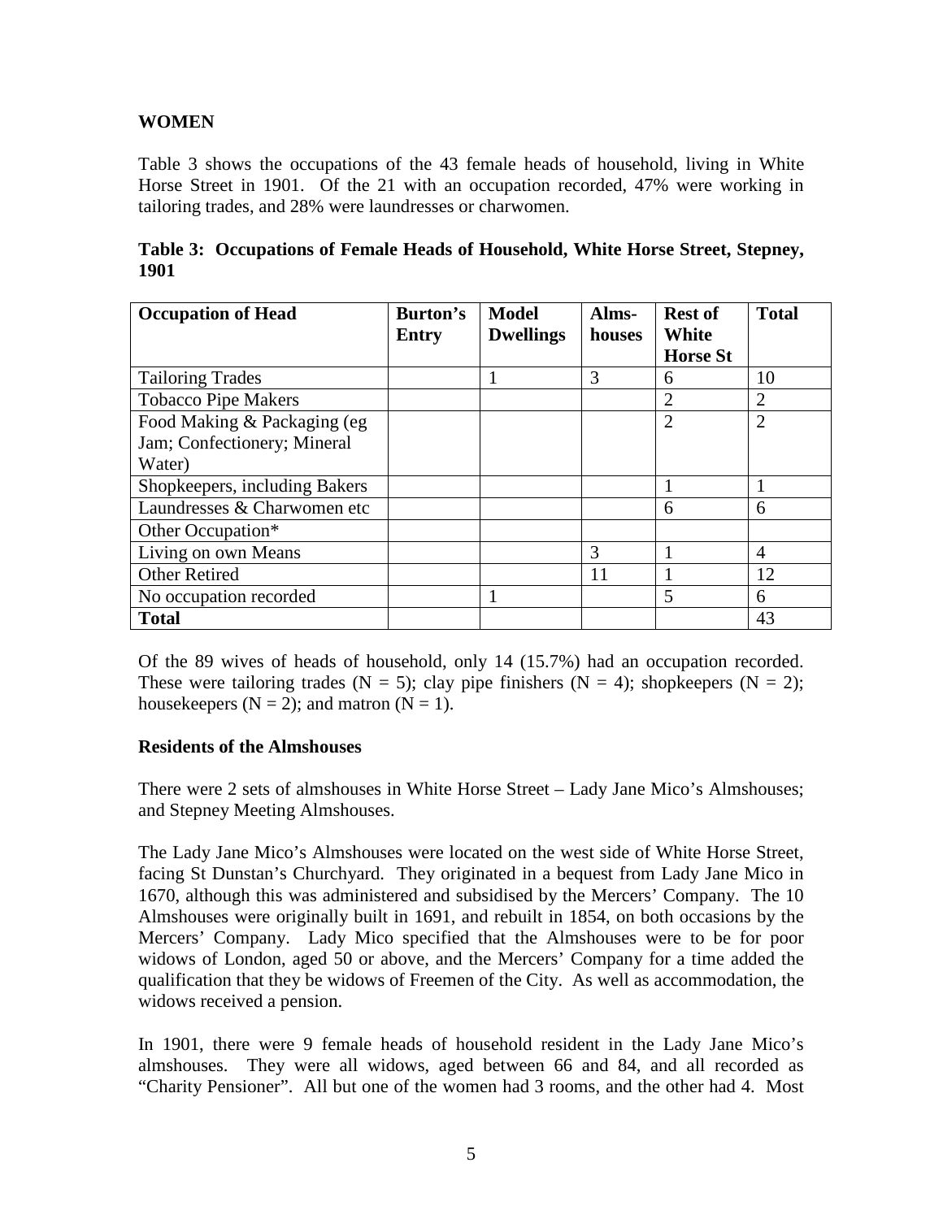**WOMEN**

Table 3 shows the occupations of the 43 female heads of household, living in White Horse Street in 1901. Of the 21 with an occupation recorded, 47% were working in tailoring trades, and 28% were laundresses or charwomen.

**Table 3: Occupations of Female Heads of Household, White Horse Street, Stepney, 1901**

| Occupation of Head | Burton's Entry | Model Dwellings | Alms-houses | Rest of White Horse St | Total |
|---|---|---|---|---|---|
| Tailoring Trades | | 1 | 3 | 6 | 10 |
| Tobacco Pipe Makers | | | | 2 | 2 |
| Food Making & Packaging (eg Jam; Confectionery; Mineral Water) | | | | 2 | 2 |
| Shopkeepers, including Bakers | | | | 1 | 1 |
| Laundresses & Charwomen etc | | | | 6 | 6 |
| Other Occupation* | | | | | |
| Living on own Means | | | 3 | 1 | 4 |
| Other Retired | | | 11 | 1 | 12 |
| No occupation recorded | | 1 | | 5 | 6 |
| **Total** | | | | | 43 |

Of the 89 wives of heads of household, only 14 (15.7%) had an occupation recorded. These were tailoring trades (N = 5); clay pipe finishers (N = 4); shopkeepers (N = 2); housekeepers (N = 2); and matron (N = 1).

**Residents of the Almshouses**

There were 2 sets of almshouses in White Horse Street – Lady Jane Mico's Almshouses; and Stepney Meeting Almshouses.

The Lady Jane Mico's Almshouses were located on the west side of White Horse Street, facing St Dunstan's Churchyard. They originated in a bequest from Lady Jane Mico in 1670, although this was administered and subsidised by the Mercers' Company. The 10 Almshouses were originally built in 1691, and rebuilt in 1854, on both occasions by the Mercers' Company. Lady Mico specified that the Almshouses were to be for poor widows of London, aged 50 or above, and the Mercers' Company for a time added the qualification that they be widows of Freemen of the City. As well as accommodation, the widows received a pension.

In 1901, there were 9 female heads of household resident in the Lady Jane Mico's almshouses. They were all widows, aged between 66 and 84, and all recorded as "Charity Pensioner". All but one of the women had 3 rooms, and the other had 4. Most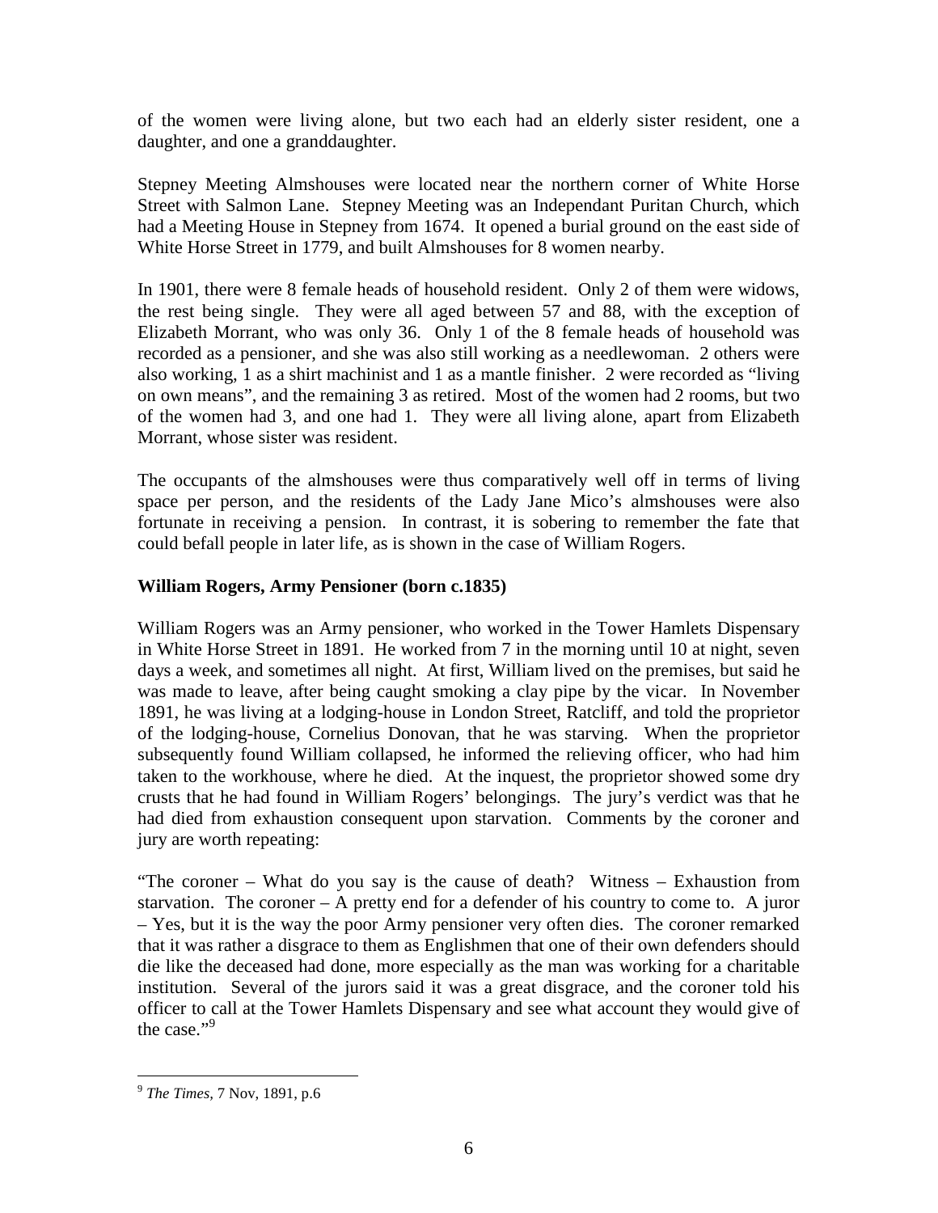of the women were living alone, but two each had an elderly sister resident, one a daughter, and one a granddaughter.

Stepney Meeting Almshouses were located near the northern corner of White Horse Street with Salmon Lane. Stepney Meeting was an Independant Puritan Church, which had a Meeting House in Stepney from 1674. It opened a burial ground on the east side of White Horse Street in 1779, and built Almshouses for 8 women nearby.

In 1901, there were 8 female heads of household resident. Only 2 of them were widows, the rest being single. They were all aged between 57 and 88, with the exception of Elizabeth Morrant, who was only 36. Only 1 of the 8 female heads of household was recorded as a pensioner, and she was also still working as a needlewoman. 2 others were also working, 1 as a shirt machinist and 1 as a mantle finisher. 2 were recorded as "living on own means", and the remaining 3 as retired. Most of the women had 2 rooms, but two of the women had 3, and one had 1. They were all living alone, apart from Elizabeth Morrant, whose sister was resident.

The occupants of the almshouses were thus comparatively well off in terms of living space per person, and the residents of the Lady Jane Mico's almshouses were also fortunate in receiving a pension. In contrast, it is sobering to remember the fate that could befall people in later life, as is shown in the case of William Rogers.

### William Rogers, Army Pensioner (born c.1835)

William Rogers was an Army pensioner, who worked in the Tower Hamlets Dispensary in White Horse Street in 1891. He worked from 7 in the morning until 10 at night, seven days a week, and sometimes all night. At first, William lived on the premises, but said he was made to leave, after being caught smoking a clay pipe by the vicar. In November 1891, he was living at a lodging-house in London Street, Ratcliff, and told the proprietor of the lodging-house, Cornelius Donovan, that he was starving. When the proprietor subsequently found William collapsed, he informed the relieving officer, who had him taken to the workhouse, where he died. At the inquest, the proprietor showed some dry crusts that he had found in William Rogers' belongings. The jury's verdict was that he had died from exhaustion consequent upon starvation. Comments by the coroner and jury are worth repeating:

"The coroner – What do you say is the cause of death? Witness – Exhaustion from starvation. The coroner – A pretty end for a defender of his country to come to. A juror – Yes, but it is the way the poor Army pensioner very often dies. The coroner remarked that it was rather a disgrace to them as Englishmen that one of their own defenders should die like the deceased had done, more especially as the man was working for a charitable institution. Several of the jurors said it was a great disgrace, and the coroner told his officer to call at the Tower Hamlets Dispensary and see what account they would give of the case."[9]

---

[9] *The Times*, 7 Nov, 1891, p.6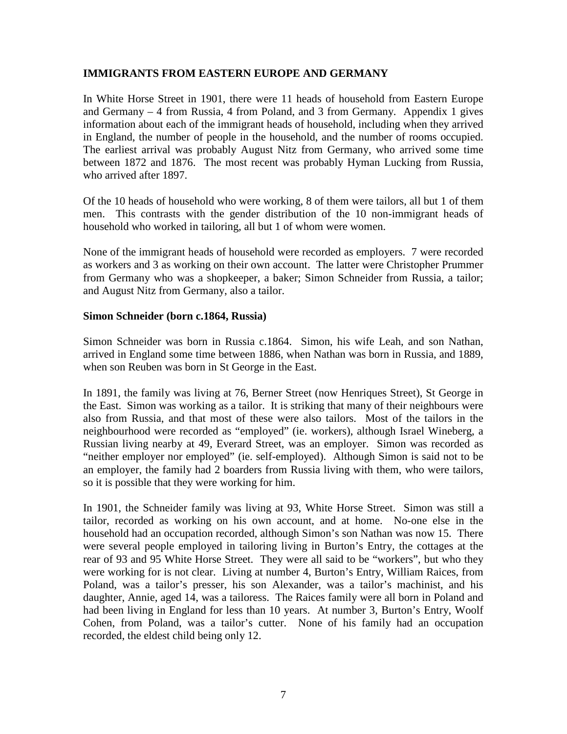## IMMIGRANTS FROM EASTERN EUROPE AND GERMANY

In White Horse Street in 1901, there were 11 heads of household from Eastern Europe and Germany – 4 from Russia, 4 from Poland, and 3 from Germany. Appendix 1 gives information about each of the immigrant heads of household, including when they arrived in England, the number of people in the household, and the number of rooms occupied. The earliest arrival was probably August Nitz from Germany, who arrived some time between 1872 and 1876. The most recent was probably Hyman Lucking from Russia, who arrived after 1897.

Of the 10 heads of household who were working, 8 of them were tailors, all but 1 of them men. This contrasts with the gender distribution of the 10 non-immigrant heads of household who worked in tailoring, all but 1 of whom were women.

None of the immigrant heads of household were recorded as employers. 7 were recorded as workers and 3 as working on their own account. The latter were Christopher Prummer from Germany who was a shopkeeper, a baker; Simon Schneider from Russia, a tailor; and August Nitz from Germany, also a tailor.

### Simon Schneider (born c.1864, Russia)

Simon Schneider was born in Russia c.1864. Simon, his wife Leah, and son Nathan, arrived in England some time between 1886, when Nathan was born in Russia, and 1889, when son Reuben was born in St George in the East.

In 1891, the family was living at 76, Berner Street (now Henriques Street), St George in the East. Simon was working as a tailor. It is striking that many of their neighbours were also from Russia, and that most of these were also tailors. Most of the tailors in the neighbourhood were recorded as "employed" (ie. workers), although Israel Wineberg, a Russian living nearby at 49, Everard Street, was an employer. Simon was recorded as "neither employer nor employed" (ie. self-employed). Although Simon is said not to be an employer, the family had 2 boarders from Russia living with them, who were tailors, so it is possible that they were working for him.

In 1901, the Schneider family was living at 93, White Horse Street. Simon was still a tailor, recorded as working on his own account, and at home. No-one else in the household had an occupation recorded, although Simon's son Nathan was now 15. There were several people employed in tailoring living in Burton's Entry, the cottages at the rear of 93 and 95 White Horse Street. They were all said to be "workers", but who they were working for is not clear. Living at number 4, Burton's Entry, William Raices, from Poland, was a tailor's presser, his son Alexander, was a tailor's machinist, and his daughter, Annie, aged 14, was a tailoress. The Raices family were all born in Poland and had been living in England for less than 10 years. At number 3, Burton's Entry, Woolf Cohen, from Poland, was a tailor's cutter. None of his family had an occupation recorded, the eldest child being only 12.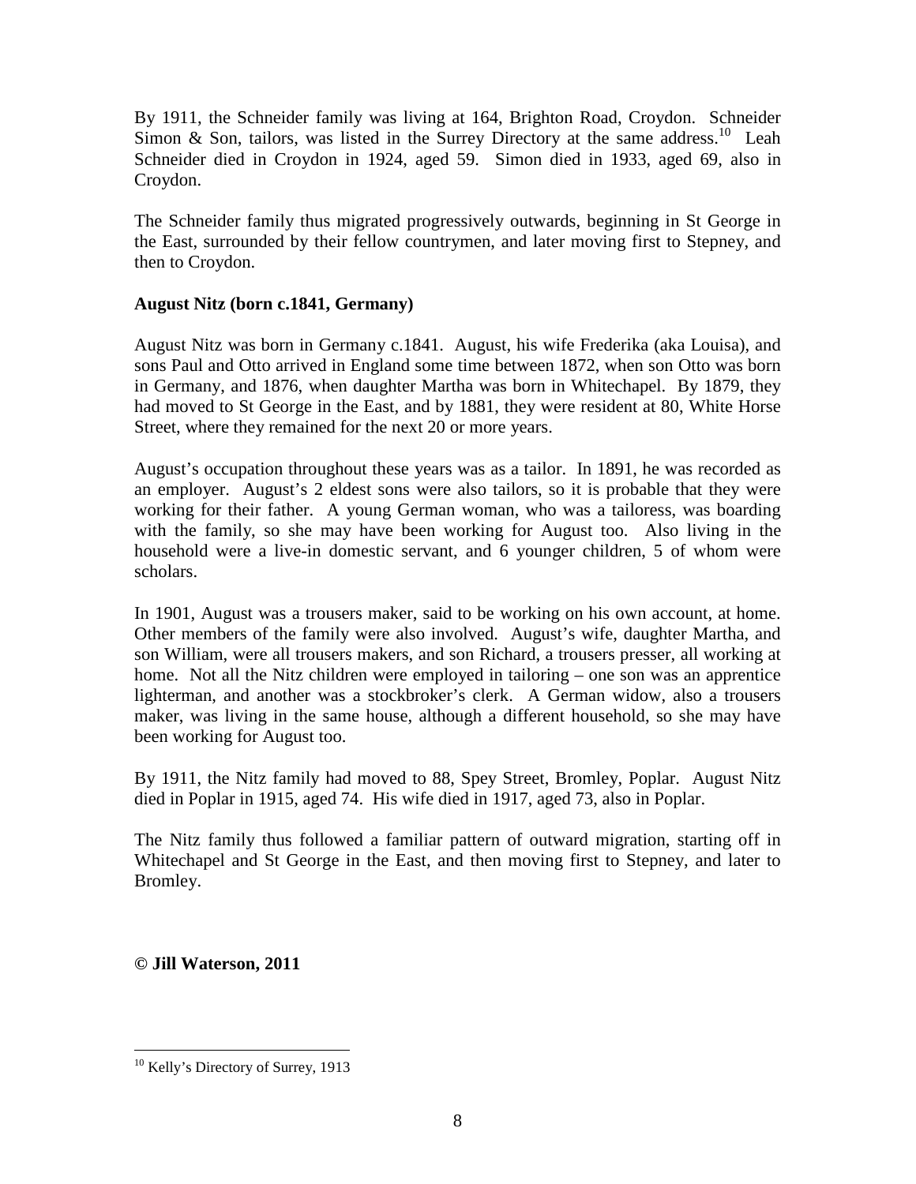By 1911, the Schneider family was living at 164, Brighton Road, Croydon. Schneider Simon & Son, tailors, was listed in the Surrey Directory at the same address.[10] Leah Schneider died in Croydon in 1924, aged 59. Simon died in 1933, aged 69, also in Croydon.

The Schneider family thus migrated progressively outwards, beginning in St George in the East, surrounded by their fellow countrymen, and later moving first to Stepney, and then to Croydon.

**August Nitz (born c.1841, Germany)**

August Nitz was born in Germany c.1841. August, his wife Frederika (aka Louisa), and sons Paul and Otto arrived in England some time between 1872, when son Otto was born in Germany, and 1876, when daughter Martha was born in Whitechapel. By 1879, they had moved to St George in the East, and by 1881, they were resident at 80, White Horse Street, where they remained for the next 20 or more years.

August's occupation throughout these years was as a tailor. In 1891, he was recorded as an employer. August's 2 eldest sons were also tailors, so it is probable that they were working for their father. A young German woman, who was a tailoress, was boarding with the family, so she may have been working for August too. Also living in the household were a live-in domestic servant, and 6 younger children, 5 of whom were scholars.

In 1901, August was a trousers maker, said to be working on his own account, at home. Other members of the family were also involved. August's wife, daughter Martha, and son William, were all trousers makers, and son Richard, a trousers presser, all working at home. Not all the Nitz children were employed in tailoring – one son was an apprentice lighterman, and another was a stockbroker's clerk. A German widow, also a trousers maker, was living in the same house, although a different household, so she may have been working for August too.

By 1911, the Nitz family had moved to 88, Spey Street, Bromley, Poplar. August Nitz died in Poplar in 1915, aged 74. His wife died in 1917, aged 73, also in Poplar.

The Nitz family thus followed a familiar pattern of outward migration, starting off in Whitechapel and St George in the East, and then moving first to Stepney, and later to Bromley.

**© Jill Waterson, 2011**

---

[10] Kelly's Directory of Surrey, 1913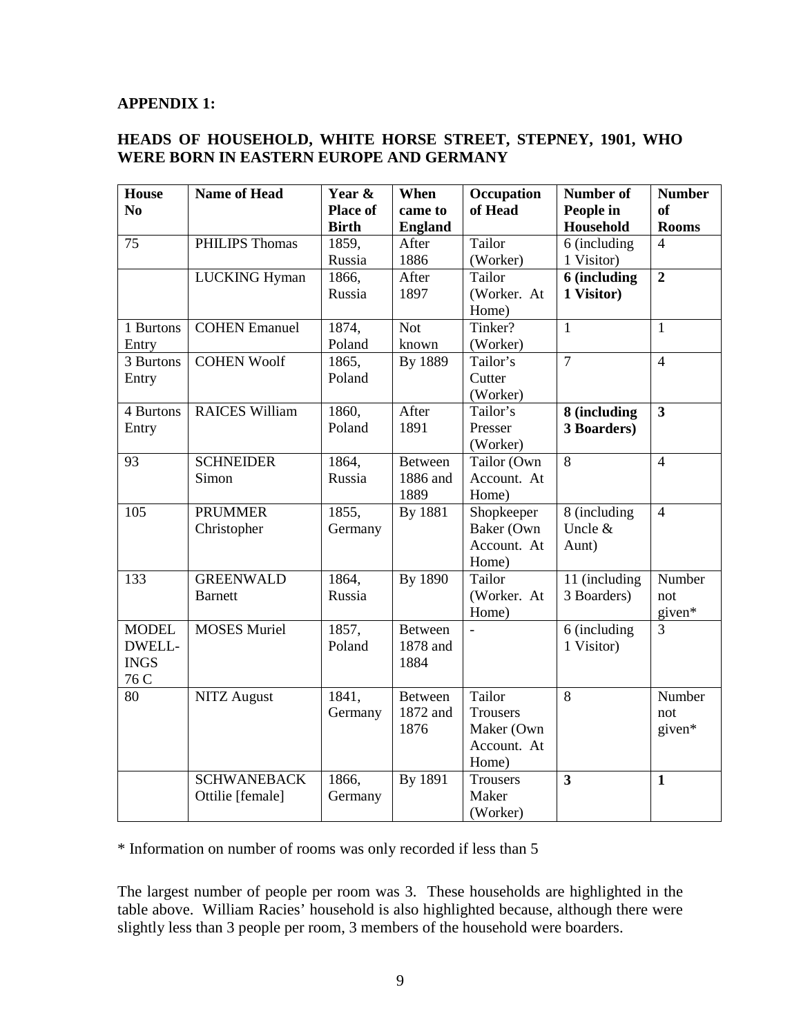**APPENDIX 1:**

**HEADS OF HOUSEHOLD, WHITE HORSE STREET, STEPNEY, 1901, WHO WERE BORN IN EASTERN EUROPE AND GERMANY**

| House No | Name of Head | Year & Place of Birth | When came to England | Occupation of Head | Number of People in Household | Number of Rooms |
|---|---|---|---|---|---|---|
| 75 | PHILIPS Thomas | 1859, Russia | After 1886 | Tailor (Worker) | 6 (including 1 Visitor) | 4 |
| | LUCKING Hyman | 1866, Russia | After 1897 | Tailor (Worker. At Home) | **6 (including 1 Visitor)** | **2** |
| 1 Burtons Entry | COHEN Emanuel | 1874, Poland | Not known | Tinker? (Worker) | 1 | 1 |
| 3 Burtons Entry | COHEN Woolf | 1865, Poland | By 1889 | Tailor's Cutter (Worker) | 7 | 4 |
| 4 Burtons Entry | RAICES William | 1860, Poland | After 1891 | Tailor's Presser (Worker) | **8 (including 3 Boarders)** | **3** |
| 93 | SCHNEIDER Simon | 1864, Russia | Between 1886 and 1889 | Tailor (Own Account. At Home) | 8 | 4 |
| 105 | PRUMMER Christopher | 1855, Germany | By 1881 | Shopkeeper Baker (Own Account. At Home) | 8 (including Uncle & Aunt) | 4 |
| 133 | GREENWALD Barnett | 1864, Russia | By 1890 | Tailor (Worker. At Home) | 11 (including 3 Boarders) | Number not given* |
| MODEL DWELL-INGS 76 C | MOSES Muriel | 1857, Poland | Between 1878 and 1884 | - | 6 (including 1 Visitor) | 3 |
| 80 | NITZ August | 1841, Germany | Between 1872 and 1876 | Tailor Trousers Maker (Own Account. At Home) | 8 | Number not given* |
| | SCHWANEBACK Ottilie [female] | 1866, Germany | By 1891 | Trousers Maker (Worker) | **3** | **1** |

* Information on number of rooms was only recorded if less than 5

The largest number of people per room was 3. These households are highlighted in the table above. William Racies' household is also highlighted because, although there were slightly less than 3 people per room, 3 members of the household were boarders.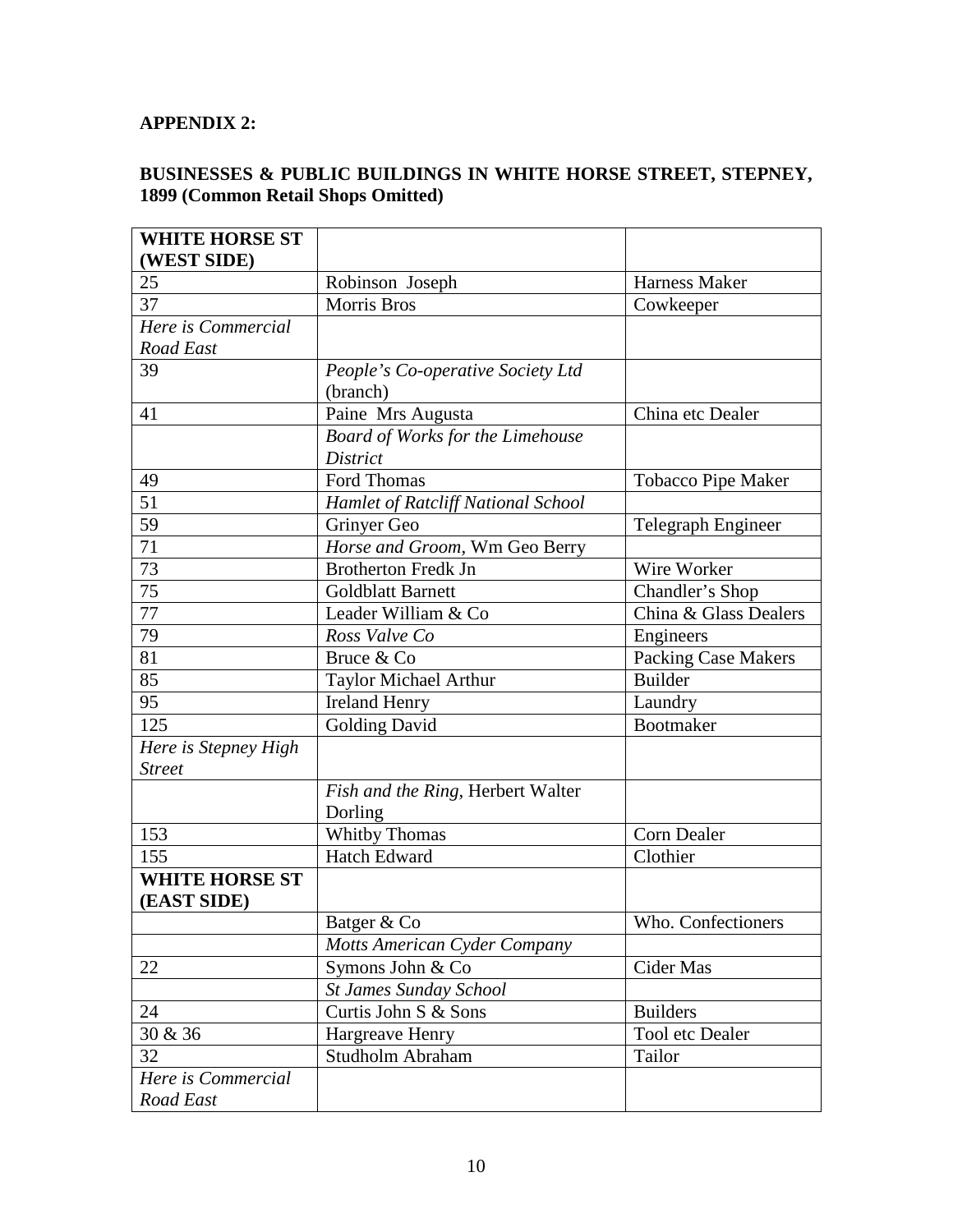**APPENDIX 2:**

**BUSINESSES & PUBLIC BUILDINGS IN WHITE HORSE STREET, STEPNEY, 1899 (Common Retail Shops Omitted)**

| **WHITE HORSE ST (WEST SIDE)** | | |
|---|---|---|
| 25 | Robinson Joseph | Harness Maker |
| 37 | Morris Bros | Cowkeeper |
| *Here is Commercial Road East* | | |
| 39 | *People's Co-operative Society Ltd* (branch) | |
| 41 | Paine Mrs Augusta | China etc Dealer |
| | *Board of Works for the Limehouse District* | |
| 49 | Ford Thomas | Tobacco Pipe Maker |
| 51 | *Hamlet of Ratcliff National School* | |
| 59 | Grinyer Geo | Telegraph Engineer |
| 71 | *Horse and Groom*, Wm Geo Berry | |
| 73 | Brotherton Fredk Jn | Wire Worker |
| 75 | Goldblatt Barnett | Chandler's Shop |
| 77 | Leader William & Co | China & Glass Dealers |
| 79 | *Ross Valve Co* | Engineers |
| 81 | Bruce & Co | Packing Case Makers |
| 85 | Taylor Michael Arthur | Builder |
| 95 | Ireland Henry | Laundry |
| 125 | Golding David | Bootmaker |
| *Here is Stepney High Street* | | |
| | *Fish and the Ring*, Herbert Walter Dorling | |
| 153 | Whitby Thomas | Corn Dealer |
| 155 | Hatch Edward | Clothier |
| **WHITE HORSE ST (EAST SIDE)** | | |
| | Batger & Co | Who. Confectioners |
| | *Motts American Cyder Company* | |
| 22 | Symons John & Co | Cider Mas |
| | *St James Sunday School* | |
| 24 | Curtis John S & Sons | Builders |
| 30 & 36 | Hargreave Henry | Tool etc Dealer |
| 32 | Studholm Abraham | Tailor |
| *Here is Commercial Road East* | | |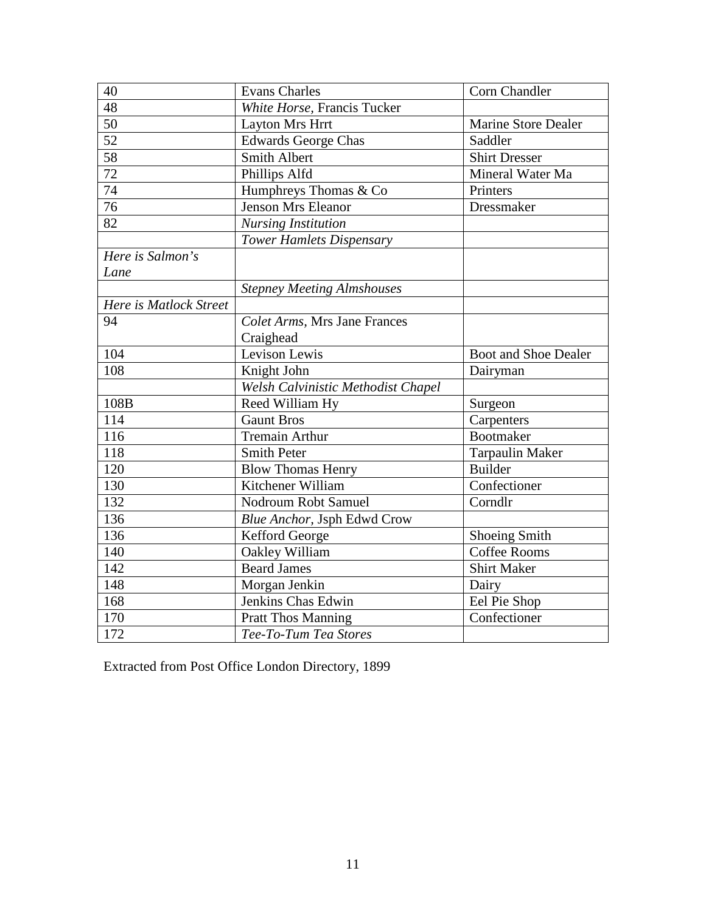| 40 | Evans Charles | Corn Chandler |
|---|---|---|
| 48 | *White Horse*, Francis Tucker | |
| 50 | Layton Mrs Hrrt | Marine Store Dealer |
| 52 | Edwards George Chas | Saddler |
| 58 | Smith Albert | Shirt Dresser |
| 72 | Phillips Alfd | Mineral Water Ma |
| 74 | Humphreys Thomas & Co | Printers |
| 76 | Jenson Mrs Eleanor | Dressmaker |
| 82 | *Nursing Institution* | |
| | *Tower Hamlets Dispensary* | |
| *Here is Salmon's Lane* | | |
| | *Stepney Meeting Almshouses* | |
| *Here is Matlock Street* | | |
| 94 | *Colet Arms*, Mrs Jane Frances Craighead | |
| 104 | Levison Lewis | Boot and Shoe Dealer |
| 108 | Knight John | Dairyman |
| | *Welsh Calvinistic Methodist Chapel* | |
| 108B | Reed William Hy | Surgeon |
| 114 | Gaunt Bros | Carpenters |
| 116 | Tremain Arthur | Bootmaker |
| 118 | Smith Peter | Tarpaulin Maker |
| 120 | Blow Thomas Henry | Builder |
| 130 | Kitchener William | Confectioner |
| 132 | Nodroum Robt Samuel | Corndlr |
| 136 | *Blue Anchor*, Jsph Edwd Crow | |
| 136 | Kefford George | Shoeing Smith |
| 140 | Oakley William | Coffee Rooms |
| 142 | Beard James | Shirt Maker |
| 148 | Morgan Jenkin | Dairy |
| 168 | Jenkins Chas Edwin | Eel Pie Shop |
| 170 | Pratt Thos Manning | Confectioner |
| 172 | *Tee-To-Tum Tea Stores* | |

Extracted from Post Office London Directory, 1899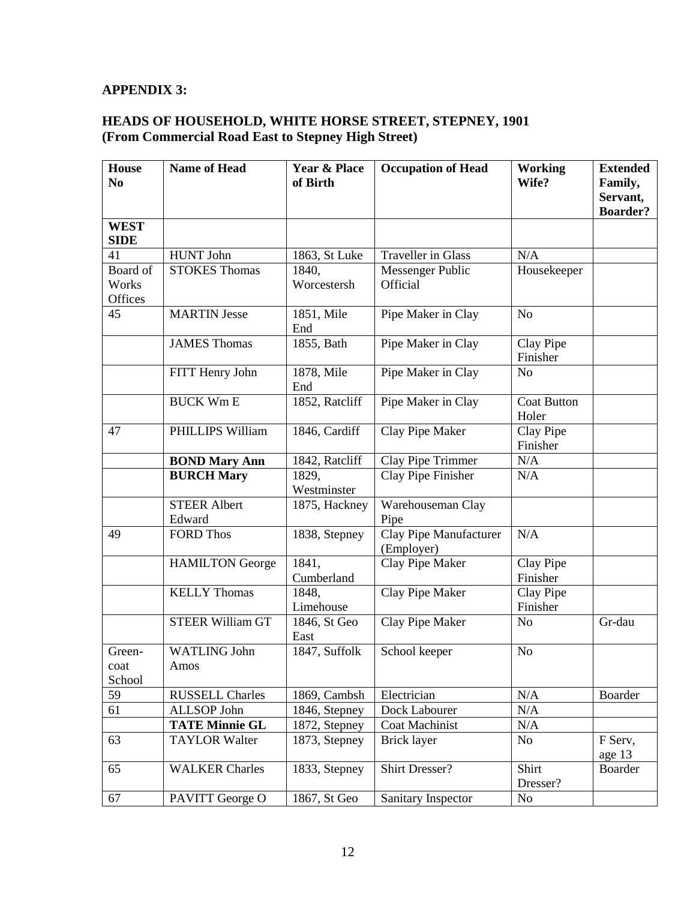**APPENDIX 3:**

**HEADS OF HOUSEHOLD, WHITE HORSE STREET, STEPNEY, 1901**
**(From Commercial Road East to Stepney High Street)**

| House No | Name of Head | Year & Place of Birth | Occupation of Head | Working Wife? | Extended Family, Servant, Boarder? |
|---|---|---|---|---|---|
| **WEST SIDE** | | | | | |
| 41 | HUNT John | 1863, St Luke | Traveller in Glass | N/A | |
| Board of Works Offices | STOKES Thomas | 1840, Worcestersh | Messenger Public Official | Housekeeper | |
| 45 | MARTIN Jesse | 1851, Mile End | Pipe Maker in Clay | No | |
| | JAMES Thomas | 1855, Bath | Pipe Maker in Clay | Clay Pipe Finisher | |
| | FITT Henry John | 1878, Mile End | Pipe Maker in Clay | No | |
| | BUCK Wm E | 1852, Ratcliff | Pipe Maker in Clay | Coat Button Holer | |
| 47 | PHILLIPS William | 1846, Cardiff | Clay Pipe Maker | Clay Pipe Finisher | |
| | **BOND Mary Ann** | 1842, Ratcliff | Clay Pipe Trimmer | N/A | |
| | **BURCH Mary** | 1829, Westminster | Clay Pipe Finisher | N/A | |
| | STEER Albert Edward | 1875, Hackney | Warehouseman Clay Pipe | | |
| 49 | FORD Thos | 1838, Stepney | Clay Pipe Manufacturer (Employer) | N/A | |
| | HAMILTON George | 1841, Cumberland | Clay Pipe Maker | Clay Pipe Finisher | |
| | KELLY Thomas | 1848, Limehouse | Clay Pipe Maker | Clay Pipe Finisher | |
| | STEER William GT | 1846, St Geo East | Clay Pipe Maker | No | Gr-dau |
| Green-coat School | WATLING John Amos | 1847, Suffolk | School keeper | No | |
| 59 | RUSSELL Charles | 1869, Cambsh | Electrician | N/A | Boarder |
| 61 | ALLSOP John | 1846, Stepney | Dock Labourer | N/A | |
| | **TATE Minnie GL** | 1872, Stepney | Coat Machinist | N/A | |
| 63 | TAYLOR Walter | 1873, Stepney | Brick layer | No | F Serv, age 13 |
| 65 | WALKER Charles | 1833, Stepney | Shirt Dresser? | Shirt Dresser? | Boarder |
| 67 | PAVITT George O | 1867, St Geo | Sanitary Inspector | No | |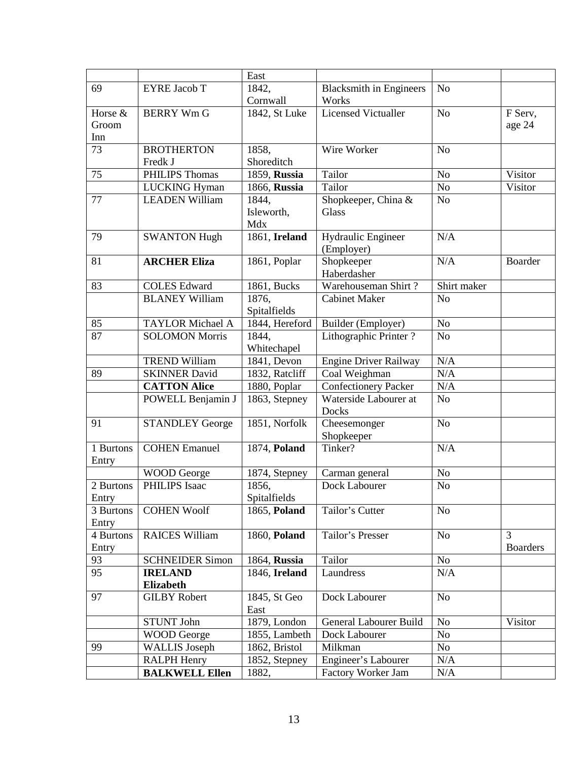|  |  | East |  |  |  |
|---|---|---|---|---|---|
| 69 | EYRE Jacob T | 1842, Cornwall | Blacksmith in Engineers Works | No |  |
| Horse & Groom Inn | BERRY Wm G | 1842, St Luke | Licensed Victualler | No | F Serv, age 24 |
| 73 | BROTHERTON Fredk J | 1858, Shoreditch | Wire Worker | No |  |
| 75 | PHILIPS Thomas | 1859, **Russia** | Tailor | No | Visitor |
|  | LUCKING Hyman | 1866, **Russia** | Tailor | No | Visitor |
| 77 | LEADEN William | 1844, Isleworth, Mdx | Shopkeeper, China & Glass | No |  |
| 79 | SWANTON Hugh | 1861, **Ireland** | Hydraulic Engineer (Employer) | N/A |  |
| 81 | **ARCHER Eliza** | 1861, Poplar | Shopkeeper Haberdasher | N/A | Boarder |
| 83 | COLES Edward | 1861, Bucks | Warehouseman Shirt ? | Shirt maker |  |
|  | BLANEY William | 1876, Spitalfields | Cabinet Maker | No |  |
| 85 | TAYLOR Michael A | 1844, Hereford | Builder (Employer) | No |  |
| 87 | SOLOMON Morris | 1844, Whitechapel | Lithographic Printer ? | No |  |
|  | TREND William | 1841, Devon | Engine Driver Railway | N/A |  |
| 89 | SKINNER David | 1832, Ratcliff | Coal Weighman | N/A |  |
|  | **CATTON Alice** | 1880, Poplar | Confectionery Packer | N/A |  |
|  | POWELL Benjamin J | 1863, Stepney | Waterside Labourer at Docks | No |  |
| 91 | STANDLEY George | 1851, Norfolk | Cheesemonger Shopkeeper | No |  |
| 1 Burtons Entry | COHEN Emanuel | 1874, **Poland** | Tinker? | N/A |  |
|  | WOOD George | 1874, Stepney | Carman general | No |  |
| 2 Burtons Entry | PHILIPS Isaac | 1856, Spitalfields | Dock Labourer | No |  |
| 3 Burtons Entry | COHEN Woolf | 1865, **Poland** | Tailor's Cutter | No |  |
| 4 Burtons Entry | RAICES William | 1860, **Poland** | Tailor's Presser | No | 3 Boarders |
| 93 | SCHNEIDER Simon | 1864, **Russia** | Tailor | No |  |
| 95 | **IRELAND Elizabeth** | 1846, **Ireland** | Laundress | N/A |  |
| 97 | GILBY Robert | 1845, St Geo East | Dock Labourer | No |  |
|  | STUNT John | 1879, London | General Labourer Build | No | Visitor |
|  | WOOD George | 1855, Lambeth | Dock Labourer | No |  |
| 99 | WALLIS Joseph | 1862, Bristol | Milkman | No |  |
|  | RALPH Henry | 1852, Stepney | Engineer's Labourer | N/A |  |
|  | **BALKWELL Ellen** | 1882, | Factory Worker Jam | N/A |  |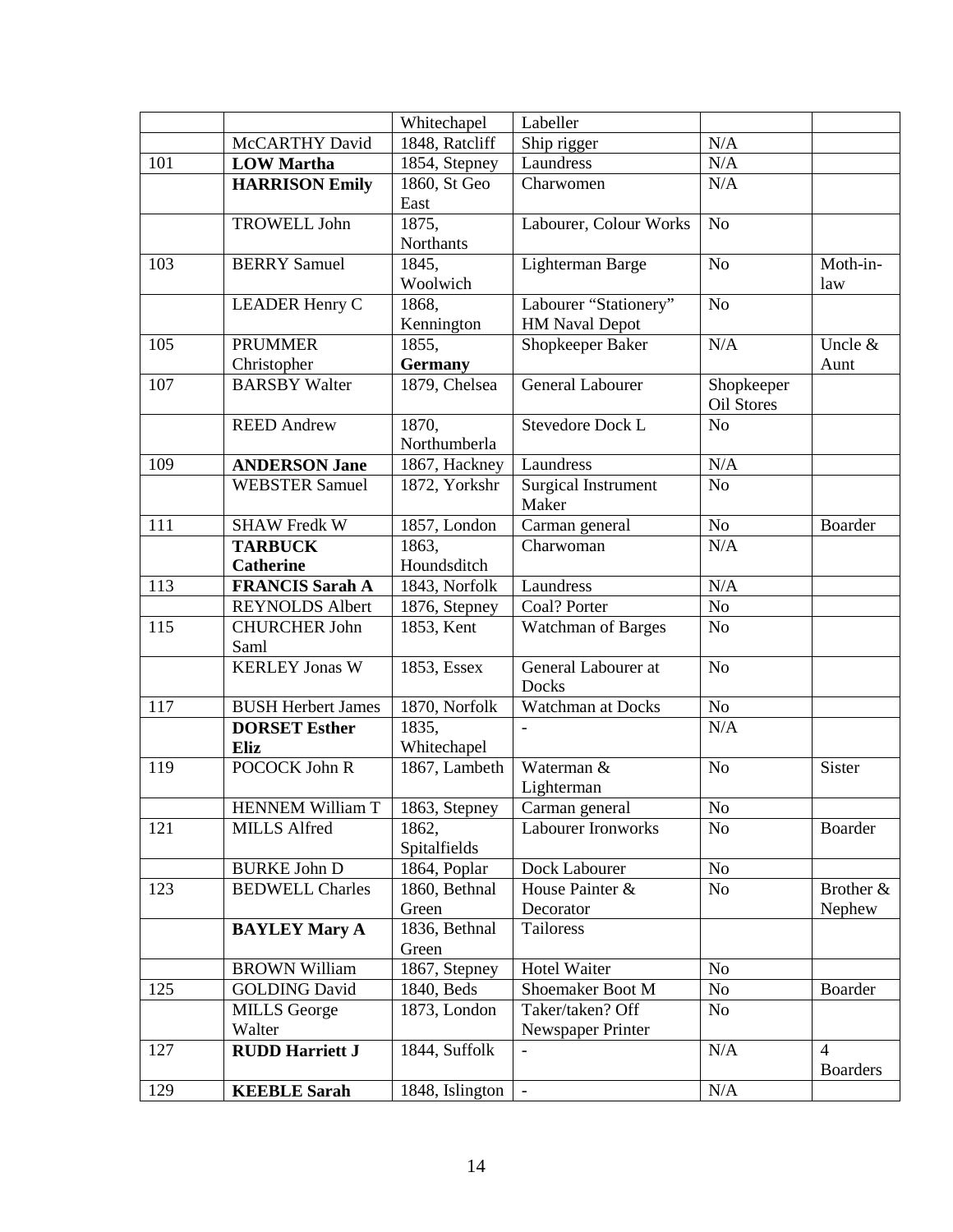| | | | | | |
|---|---|---|---|---|---|
| | | Whitechapel | Labeller | | |
| | McCARTHY David | 1848, Ratcliff | Ship rigger | N/A | |
| 101 | **LOW Martha** | 1854, Stepney | Laundress | N/A | |
| | **HARRISON Emily** | 1860, St Geo East | Charwomen | N/A | |
| | TROWELL John | 1875, Northants | Labourer, Colour Works | No | |
| 103 | BERRY Samuel | 1845, Woolwich | Lighterman Barge | No | Moth-in-law |
| | LEADER Henry C | 1868, Kennington | Labourer "Stationery" HM Naval Depot | No | |
| 105 | PRUMMER Christopher | 1855, **Germany** | Shopkeeper Baker | N/A | Uncle & Aunt |
| 107 | BARSBY Walter | 1879, Chelsea | General Labourer | Shopkeeper Oil Stores | |
| | REED Andrew | 1870, Northumberla | Stevedore Dock L | No | |
| 109 | **ANDERSON Jane** | 1867, Hackney | Laundress | N/A | |
| | WEBSTER Samuel | 1872, Yorkshr | Surgical Instrument Maker | No | |
| 111 | SHAW Fredk W | 1857, London | Carman general | No | Boarder |
| | **TARBUCK Catherine** | 1863, Houndsditch | Charwoman | N/A | |
| 113 | **FRANCIS Sarah A** | 1843, Norfolk | Laundress | N/A | |
| | REYNOLDS Albert | 1876, Stepney | Coal? Porter | No | |
| 115 | CHURCHER John Saml | 1853, Kent | Watchman of Barges | No | |
| | KERLEY Jonas W | 1853, Essex | General Labourer at Docks | No | |
| 117 | BUSH Herbert James | 1870, Norfolk | Watchman at Docks | No | |
| | **DORSET Esther Eliz** | 1835, Whitechapel | - | N/A | |
| 119 | POCOCK John R | 1867, Lambeth | Waterman & Lighterman | No | Sister |
| | HENNEM William T | 1863, Stepney | Carman general | No | |
| 121 | MILLS Alfred | 1862, Spitalfields | Labourer Ironworks | No | Boarder |
| | BURKE John D | 1864, Poplar | Dock Labourer | No | |
| 123 | BEDWELL Charles | 1860, Bethnal Green | House Painter & Decorator | No | Brother & Nephew |
| | **BAYLEY Mary A** | 1836, Bethnal Green | Tailoress | | |
| | BROWN William | 1867, Stepney | Hotel Waiter | No | |
| 125 | GOLDING David | 1840, Beds | Shoemaker Boot M | No | Boarder |
| | MILLS George Walter | 1873, London | Taker/taken? Off Newspaper Printer | No | |
| 127 | **RUDD Harriett J** | 1844, Suffolk | - | N/A | 4 Boarders |
| 129 | **KEEBLE Sarah** | 1848, Islington | - | N/A | |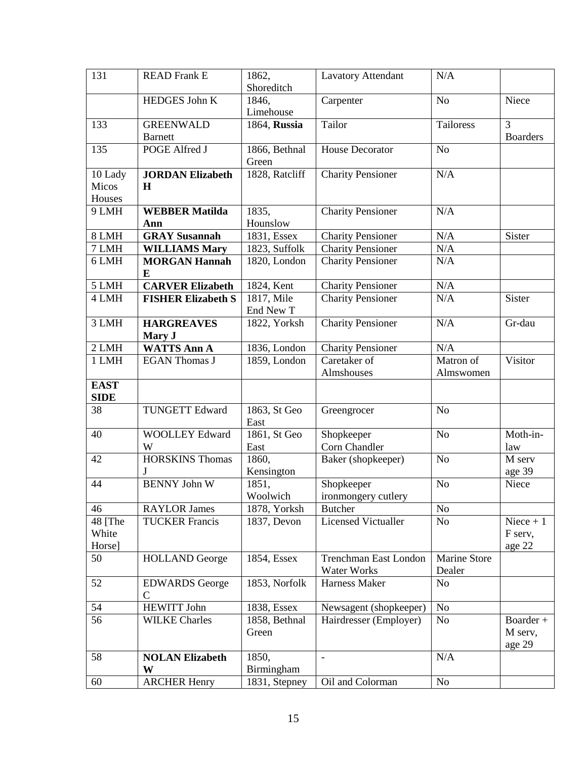| 131 | READ Frank E | 1862, Shoreditch | Lavatory Attendant | N/A | |
|---|---|---|---|---|---|
| | HEDGES John K | 1846, Limehouse | Carpenter | No | Niece |
| 133 | GREENWALD Barnett | 1864, **Russia** | Tailor | Tailoress | 3 Boarders |
| 135 | POGE Alfred J | 1866, Bethnal Green | House Decorator | No | |
| 10 Lady Micos Houses | **JORDAN Elizabeth H** | 1828, Ratcliff | Charity Pensioner | N/A | |
| 9 LMH | **WEBBER Matilda Ann** | 1835, Hounslow | Charity Pensioner | N/A | |
| 8 LMH | **GRAY Susannah** | 1831, Essex | Charity Pensioner | N/A | Sister |
| 7 LMH | **WILLIAMS Mary** | 1823, Suffolk | Charity Pensioner | N/A | |
| 6 LMH | **MORGAN Hannah E** | 1820, London | Charity Pensioner | N/A | |
| 5 LMH | **CARVER Elizabeth** | 1824, Kent | Charity Pensioner | N/A | |
| 4 LMH | **FISHER Elizabeth S** | 1817, Mile End New T | Charity Pensioner | N/A | Sister |
| 3 LMH | **HARGREAVES Mary J** | 1822, Yorksh | Charity Pensioner | N/A | Gr-dau |
| 2 LMH | **WATTS Ann A** | 1836, London | Charity Pensioner | N/A | |
| 1 LMH | EGAN Thomas J | 1859, London | Caretaker of Almshouses | Matron of Almswomen | Visitor |
| **EAST SIDE** | | | | | |
| 38 | TUNGETT Edward | 1863, St Geo East | Greengrocer | No | |
| 40 | WOOLLEY Edward W | 1861, St Geo East | Shopkeeper Corn Chandler | No | Moth-in-law |
| 42 | HORSKINS Thomas J | 1860, Kensington | Baker (shopkeeper) | No | M serv age 39 |
| 44 | BENNY John W | 1851, Woolwich | Shopkeeper ironmongery cutlery | No | Niece |
| 46 | RAYLOR James | 1878, Yorksh | Butcher | No | |
| 48 [The White Horse] | TUCKER Francis | 1837, Devon | Licensed Victualler | No | Niece + 1 F serv, age 22 |
| 50 | HOLLAND George | 1854, Essex | Trenchman East London Water Works | Marine Store Dealer | |
| 52 | EDWARDS George C | 1853, Norfolk | Harness Maker | No | |
| 54 | HEWITT John | 1838, Essex | Newsagent (shopkeeper) | No | |
| 56 | WILKE Charles | 1858, Bethnal Green | Hairdresser (Employer) | No | Boarder + M serv, age 29 |
| 58 | **NOLAN Elizabeth W** | 1850, Birmingham | - | N/A | |
| 60 | ARCHER Henry | 1831, Stepney | Oil and Colorman | No | |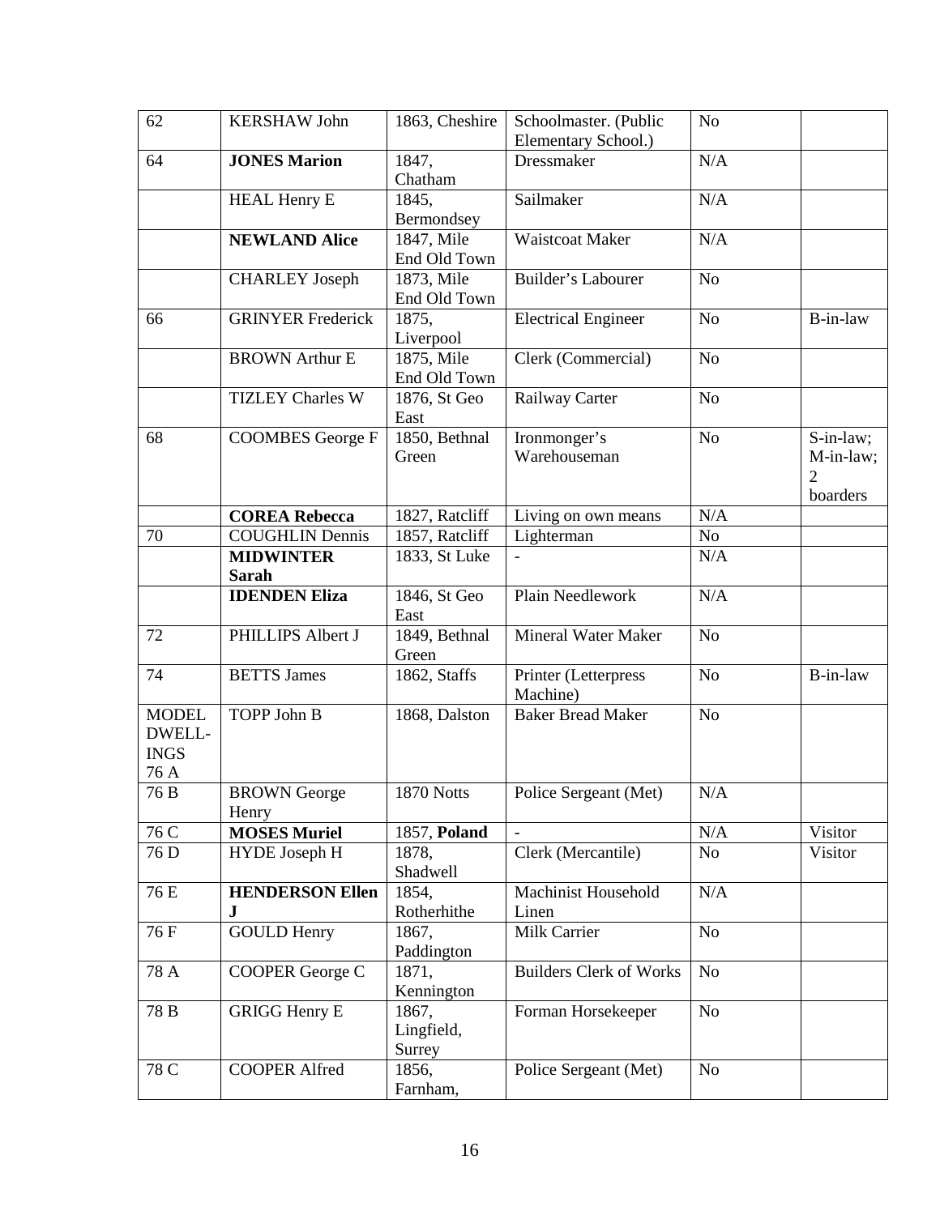| 62 | KERSHAW John | 1863, Cheshire | Schoolmaster. (Public Elementary School.) | No | |
|---|---|---|---|---|---|
| 64 | **JONES Marion** | 1847, Chatham | Dressmaker | N/A | |
| | HEAL Henry E | 1845, Bermondsey | Sailmaker | N/A | |
| | **NEWLAND Alice** | 1847, Mile End Old Town | Waistcoat Maker | N/A | |
| | CHARLEY Joseph | 1873, Mile End Old Town | Builder's Labourer | No | |
| 66 | GRINYER Frederick | 1875, Liverpool | Electrical Engineer | No | B-in-law |
| | BROWN Arthur E | 1875, Mile End Old Town | Clerk (Commercial) | No | |
| | TIZLEY Charles W | 1876, St Geo East | Railway Carter | No | |
| 68 | COOMBES George F | 1850, Bethnal Green | Ironmonger's Warehouseman | No | S-in-law; M-in-law; 2 boarders |
| | **COREA Rebecca** | 1827, Ratcliff | Living on own means | N/A | |
| 70 | COUGHLIN Dennis | 1857, Ratcliff | Lighterman | No | |
| | **MIDWINTER Sarah** | 1833, St Luke | - | N/A | |
| | **IDENDEN Eliza** | 1846, St Geo East | Plain Needlework | N/A | |
| 72 | PHILLIPS Albert J | 1849, Bethnal Green | Mineral Water Maker | No | |
| 74 | BETTS James | 1862, Staffs | Printer (Letterpress Machine) | No | B-in-law |
| MODEL DWELL-INGS 76 A | TOPP John B | 1868, Dalston | Baker Bread Maker | No | |
| 76 B | BROWN George Henry | 1870 Notts | Police Sergeant (Met) | N/A | |
| 76 C | **MOSES Muriel** | 1857, **Poland** | - | N/A | Visitor |
| 76 D | HYDE Joseph H | 1878, Shadwell | Clerk (Mercantile) | No | Visitor |
| 76 E | **HENDERSON Ellen J** | 1854, Rotherhithe | Machinist Household Linen | N/A | |
| 76 F | GOULD Henry | 1867, Paddington | Milk Carrier | No | |
| 78 A | COOPER George C | 1871, Kennington | Builders Clerk of Works | No | |
| 78 B | GRIGG Henry E | 1867, Lingfield, Surrey | Forman Horsekeeper | No | |
| 78 C | COOPER Alfred | 1856, Farnham, | Police Sergeant (Met) | No | |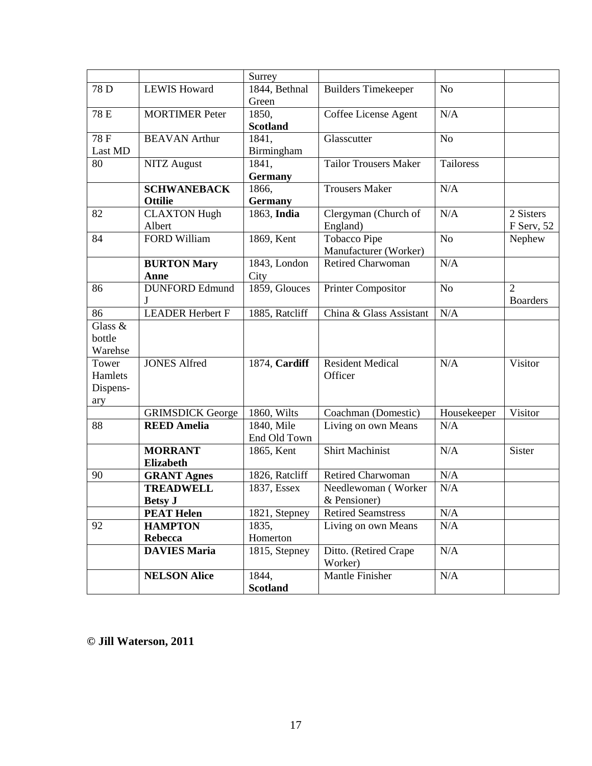| | | | | | |
|---|---|---|---|---|---|
| | | Surrey | | | |
| 78 D | LEWIS Howard | 1844, Bethnal Green | Builders Timekeeper | No | |
| 78 E | MORTIMER Peter | 1850, **Scotland** | Coffee License Agent | N/A | |
| 78 F Last MD | BEAVAN Arthur | 1841, Birmingham | Glasscutter | No | |
| 80 | NITZ August | 1841, **Germany** | Tailor Trousers Maker | Tailoress | |
| | **SCHWANEBACK Ottilie** | 1866, **Germany** | Trousers Maker | N/A | |
| 82 | CLAXTON Hugh Albert | 1863, **India** | Clergyman (Church of England) | N/A | 2 Sisters F Serv, 52 |
| 84 | FORD William | 1869, Kent | Tobacco Pipe Manufacturer (Worker) | No | Nephew |
| | **BURTON Mary Anne** | 1843, London City | Retired Charwoman | N/A | |
| 86 | DUNFORD Edmund J | 1859, Glouces | Printer Compositor | No | 2 Boarders |
| 86 | LEADER Herbert F | 1885, Ratcliff | China & Glass Assistant | N/A | |
| Glass & bottle Warehse | | | | | |
| Tower Hamlets Dispens-ary | JONES Alfred | 1874, **Cardiff** | Resident Medical Officer | N/A | Visitor |
| | GRIMSDICK George | 1860, Wilts | Coachman (Domestic) | Housekeeper | Visitor |
| 88 | **REED Amelia** | 1840, Mile End Old Town | Living on own Means | N/A | |
| | **MORRANT Elizabeth** | 1865, Kent | Shirt Machinist | N/A | Sister |
| 90 | **GRANT Agnes** | 1826, Ratcliff | Retired Charwoman | N/A | |
| | **TREADWELL Betsy J** | 1837, Essex | Needlewoman ( Worker & Pensioner) | N/A | |
| | **PEAT Helen** | 1821, Stepney | Retired Seamstress | N/A | |
| 92 | **HAMPTON Rebecca** | 1835, Homerton | Living on own Means | N/A | |
| | **DAVIES Maria** | 1815, Stepney | Ditto. (Retired Crape Worker) | N/A | |
| | **NELSON Alice** | 1844, **Scotland** | Mantle Finisher | N/A | |

**© Jill Waterson, 2011**